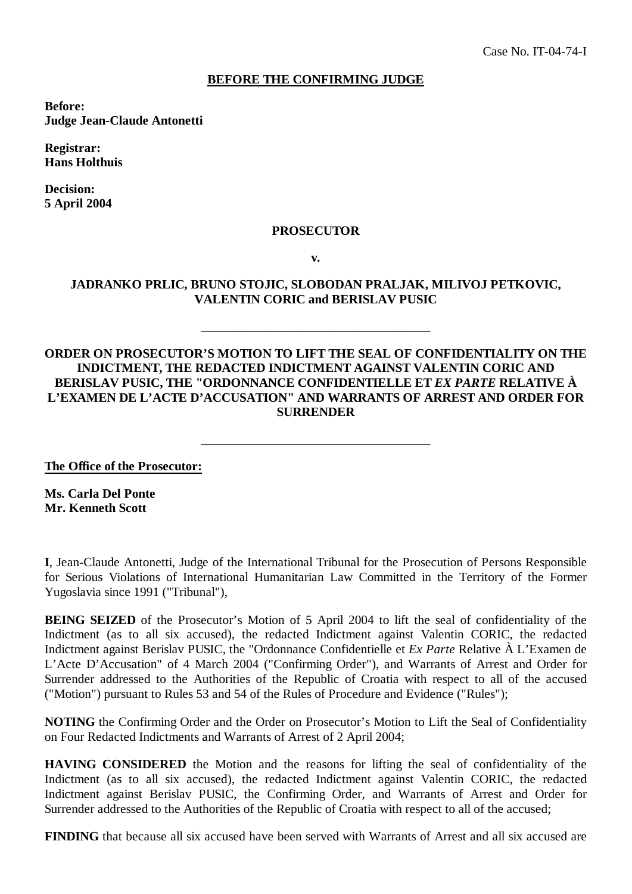Case No. IT-04-74-I

**BEFORE THE CONFIRMING JUDGE**

**Before:**
**Judge Jean-Claude Antonetti**

**Registrar:**
**Hans Holthuis**

**Decision:**
**5 April 2004**

**PROSECUTOR**

**v.**

**JADRANKO PRLIC, BRUNO STOJIC, SLOBODAN PRALJAK, MILIVOJ PETKOVIC, VALENTIN CORIC and BERISLAV PUSIC**

---

**ORDER ON PROSECUTOR'S MOTION TO LIFT THE SEAL OF CONFIDENTIALITY ON THE INDICTMENT, THE REDACTED INDICTMENT AGAINST VALENTIN CORIC AND BERISLAV PUSIC, THE "ORDONNANCE CONFIDENTIELLE ET *EX PARTE* RELATIVE À L'EXAMEN DE L'ACTE D'ACCUSATION" AND WARRANTS OF ARREST AND ORDER FOR SURRENDER**

---

**The Office of the Prosecutor:**

**Ms. Carla Del Ponte**
**Mr. Kenneth Scott**

**I**, Jean-Claude Antonetti, Judge of the International Tribunal for the Prosecution of Persons Responsible for Serious Violations of International Humanitarian Law Committed in the Territory of the Former Yugoslavia since 1991 ("Tribunal"),

**BEING SEIZED** of the Prosecutor's Motion of 5 April 2004 to lift the seal of confidentiality of the Indictment (as to all six accused), the redacted Indictment against Valentin CORIC, the redacted Indictment against Berislav PUSIC, the "Ordonnance Confidentielle et *Ex Parte* Relative À L'Examen de L'Acte D'Accusation" of 4 March 2004 ("Confirming Order"), and Warrants of Arrest and Order for Surrender addressed to the Authorities of the Republic of Croatia with respect to all of the accused ("Motion") pursuant to Rules 53 and 54 of the Rules of Procedure and Evidence ("Rules");

**NOTING** the Confirming Order and the Order on Prosecutor's Motion to Lift the Seal of Confidentiality on Four Redacted Indictments and Warrants of Arrest of 2 April 2004;

**HAVING CONSIDERED** the Motion and the reasons for lifting the seal of confidentiality of the Indictment (as to all six accused), the redacted Indictment against Valentin CORIC, the redacted Indictment against Berislav PUSIC, the Confirming Order, and Warrants of Arrest and Order for Surrender addressed to the Authorities of the Republic of Croatia with respect to all of the accused;

**FINDING** that because all six accused have been served with Warrants of Arrest and all six accused are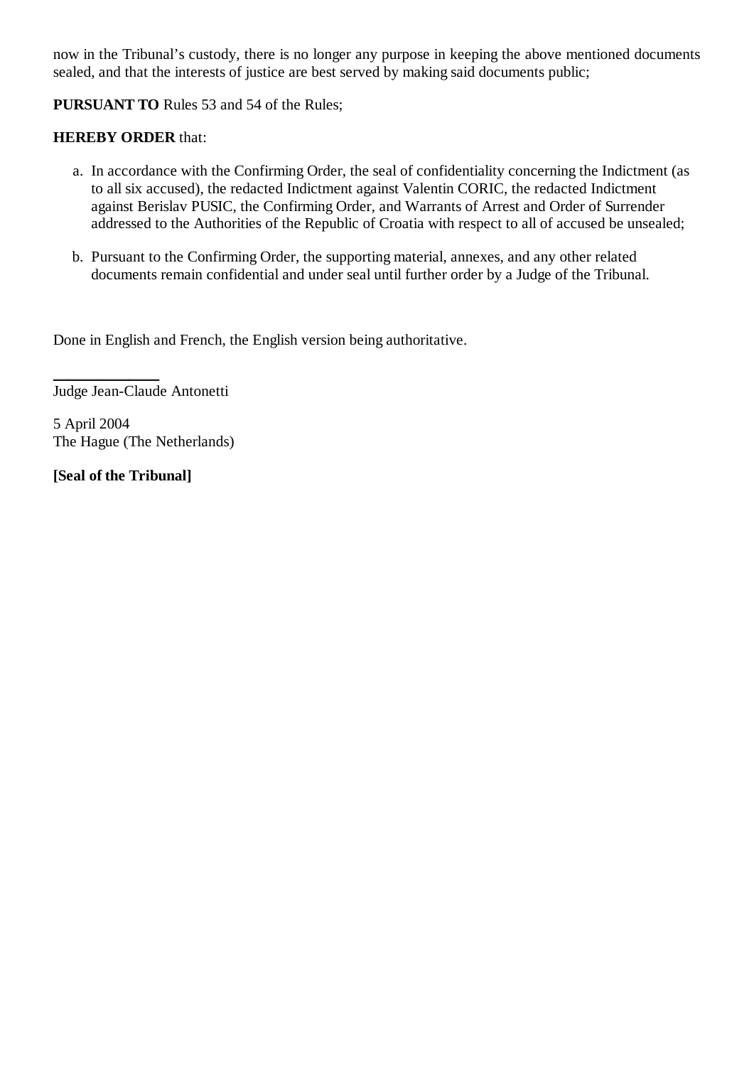now in the Tribunal's custody, there is no longer any purpose in keeping the above mentioned documents sealed, and that the interests of justice are best served by making said documents public;

**PURSUANT TO** Rules 53 and 54 of the Rules;

**HEREBY ORDER** that:

a. In accordance with the Confirming Order, the seal of confidentiality concerning the Indictment (as to all six accused), the redacted Indictment against Valentin CORIC, the redacted Indictment against Berislav PUSIC, the Confirming Order, and Warrants of Arrest and Order of Surrender addressed to the Authorities of the Republic of Croatia with respect to all of accused be unsealed;

b. Pursuant to the Confirming Order, the supporting material, annexes, and any other related documents remain confidential and under seal until further order by a Judge of the Tribunal.

Done in English and French, the English version being authoritative.

_____________

Judge Jean-Claude Antonetti

5 April 2004
The Hague (The Netherlands)

**[Seal of the Tribunal]**